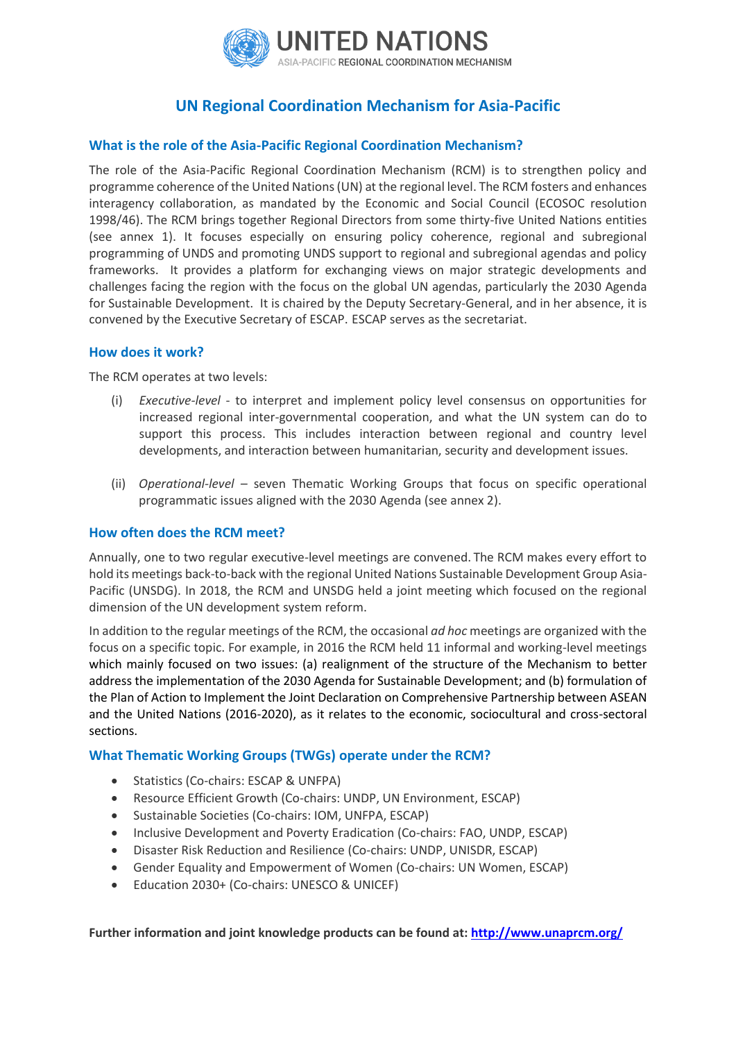UNITED NATIONS
ASIA-PACIFIC REGIONAL COORDINATION MECHANISM

# UN Regional Coordination Mechanism for Asia-Pacific

## What is the role of the Asia-Pacific Regional Coordination Mechanism?

The role of the Asia-Pacific Regional Coordination Mechanism (RCM) is to strengthen policy and programme coherence of the United Nations (UN) at the regional level. The RCM fosters and enhances interagency collaboration, as mandated by the Economic and Social Council (ECOSOC resolution 1998/46). The RCM brings together Regional Directors from some thirty-five United Nations entities (see annex 1). It focuses especially on ensuring policy coherence, regional and subregional programming of UNDS and promoting UNDS support to regional and subregional agendas and policy frameworks. It provides a platform for exchanging views on major strategic developments and challenges facing the region with the focus on the global UN agendas, particularly the 2030 Agenda for Sustainable Development. It is chaired by the Deputy Secretary-General, and in her absence, it is convened by the Executive Secretary of ESCAP. ESCAP serves as the secretariat.

## How does it work?

The RCM operates at two levels:

(i) *Executive-level* - to interpret and implement policy level consensus on opportunities for increased regional inter-governmental cooperation, and what the UN system can do to support this process. This includes interaction between regional and country level developments, and interaction between humanitarian, security and development issues.

(ii) *Operational-level* – seven Thematic Working Groups that focus on specific operational programmatic issues aligned with the 2030 Agenda (see annex 2).

## How often does the RCM meet?

Annually, one to two regular executive-level meetings are convened. The RCM makes every effort to hold its meetings back-to-back with the regional United Nations Sustainable Development Group Asia-Pacific (UNSDG). In 2018, the RCM and UNSDG held a joint meeting which focused on the regional dimension of the UN development system reform.

In addition to the regular meetings of the RCM, the occasional *ad hoc* meetings are organized with the focus on a specific topic. For example, in 2016 the RCM held 11 informal and working-level meetings which mainly focused on two issues: (a) realignment of the structure of the Mechanism to better address the implementation of the 2030 Agenda for Sustainable Development; and (b) formulation of the Plan of Action to Implement the Joint Declaration on Comprehensive Partnership between ASEAN and the United Nations (2016-2020), as it relates to the economic, sociocultural and cross-sectoral sections.

## What Thematic Working Groups (TWGs) operate under the RCM?

- Statistics (Co-chairs: ESCAP & UNFPA)
- Resource Efficient Growth (Co-chairs: UNDP, UN Environment, ESCAP)
- Sustainable Societies (Co-chairs: IOM, UNFPA, ESCAP)
- Inclusive Development and Poverty Eradication (Co-chairs: FAO, UNDP, ESCAP)
- Disaster Risk Reduction and Resilience (Co-chairs: UNDP, UNISDR, ESCAP)
- Gender Equality and Empowerment of Women (Co-chairs: UN Women, ESCAP)
- Education 2030+ (Co-chairs: UNESCO & UNICEF)

**Further information and joint knowledge products can be found at: [http://www.unaprcm.org/](http://www.unaprcm.org/)**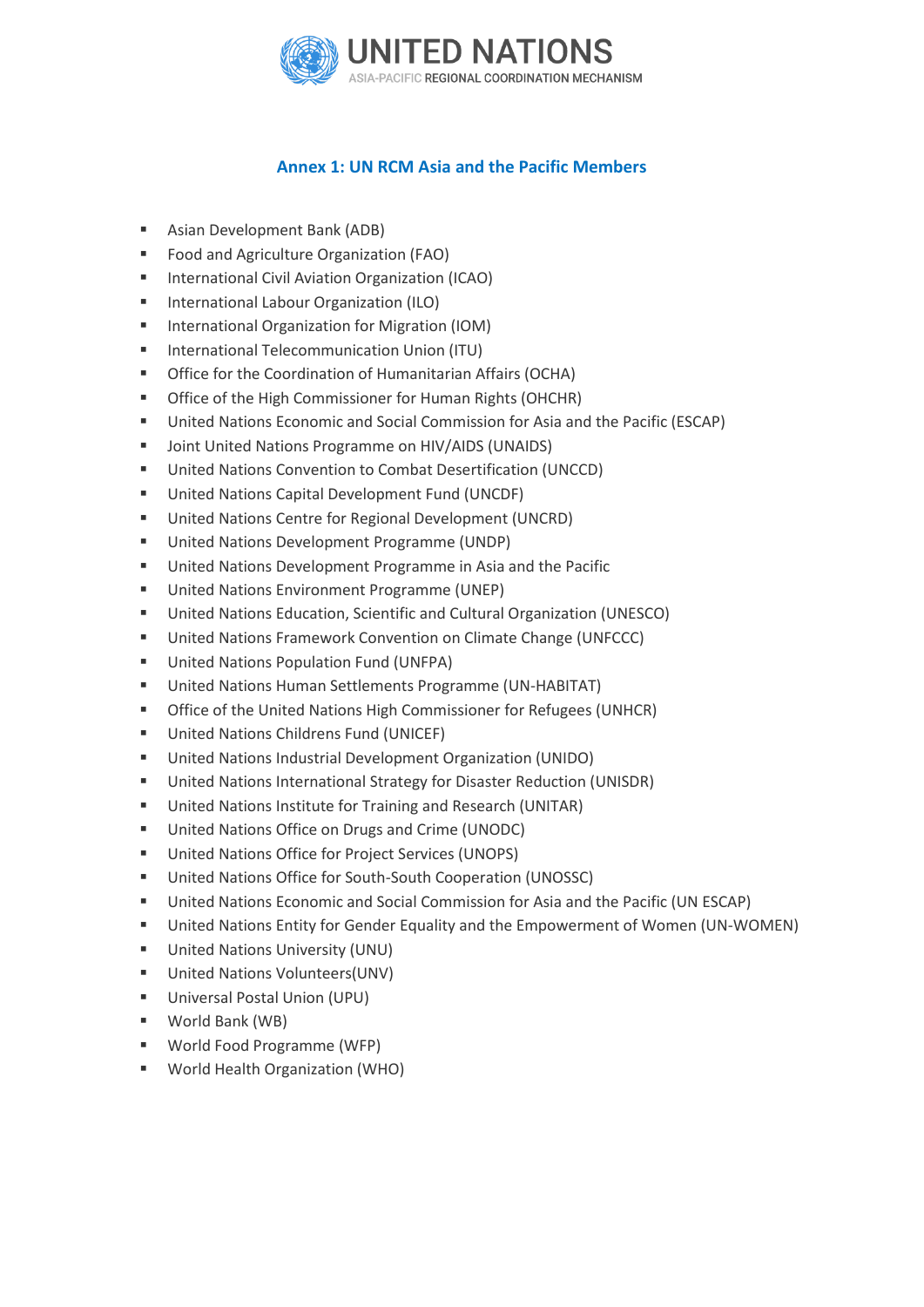## Annex 1: UN RCM Asia and the Pacific Members

- Asian Development Bank (ADB)
- Food and Agriculture Organization (FAO)
- International Civil Aviation Organization (ICAO)
- International Labour Organization (ILO)
- International Organization for Migration (IOM)
- International Telecommunication Union (ITU)
- Office for the Coordination of Humanitarian Affairs (OCHA)
- Office of the High Commissioner for Human Rights (OHCHR)
- United Nations Economic and Social Commission for Asia and the Pacific (ESCAP)
- Joint United Nations Programme on HIV/AIDS (UNAIDS)
- United Nations Convention to Combat Desertification (UNCCD)
- United Nations Capital Development Fund (UNCDF)
- United Nations Centre for Regional Development (UNCRD)
- United Nations Development Programme (UNDP)
- United Nations Development Programme in Asia and the Pacific
- United Nations Environment Programme (UNEP)
- United Nations Education, Scientific and Cultural Organization (UNESCO)
- United Nations Framework Convention on Climate Change (UNFCCC)
- United Nations Population Fund (UNFPA)
- United Nations Human Settlements Programme (UN-HABITAT)
- Office of the United Nations High Commissioner for Refugees (UNHCR)
- United Nations Childrens Fund (UNICEF)
- United Nations Industrial Development Organization (UNIDO)
- United Nations International Strategy for Disaster Reduction (UNISDR)
- United Nations Institute for Training and Research (UNITAR)
- United Nations Office on Drugs and Crime (UNODC)
- United Nations Office for Project Services (UNOPS)
- United Nations Office for South-South Cooperation (UNOSSC)
- United Nations Economic and Social Commission for Asia and the Pacific (UN ESCAP)
- United Nations Entity for Gender Equality and the Empowerment of Women (UN-WOMEN)
- United Nations University (UNU)
- United Nations Volunteers(UNV)
- Universal Postal Union (UPU)
- World Bank (WB)
- World Food Programme (WFP)
- World Health Organization (WHO)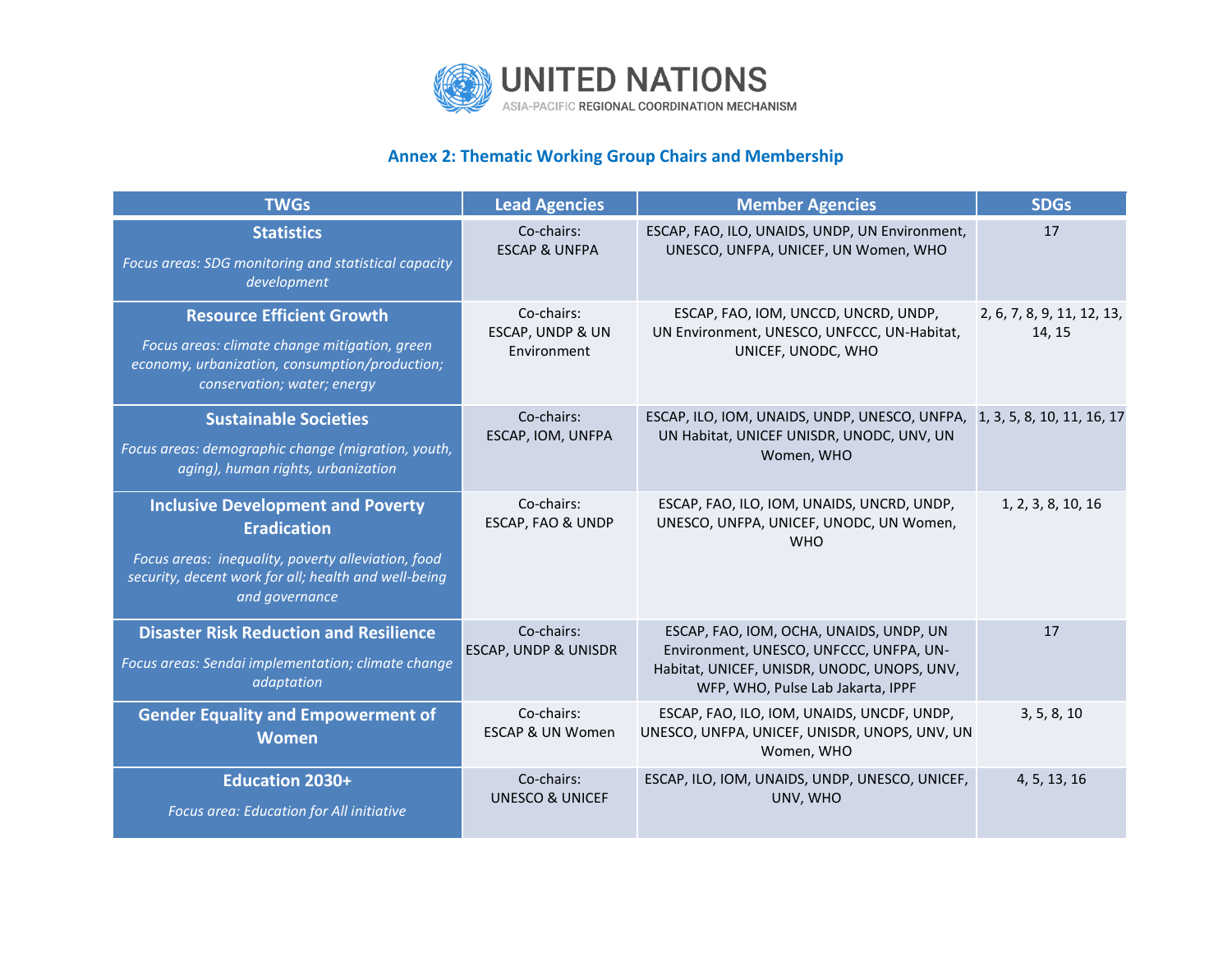UNITED NATIONS
ASIA-PACIFIC REGIONAL COORDINATION MECHANISM

## Annex 2: Thematic Working Group Chairs and Membership

| TWGs | Lead Agencies | Member Agencies | SDGs |
|---|---|---|---|
| **Statistics**<br>*Focus areas: SDG monitoring and statistical capacity development* | Co-chairs:<br>ESCAP & UNFPA | ESCAP, FAO, ILO, UNAIDS, UNDP, UN Environment, UNESCO, UNFPA, UNICEF, UN Women, WHO | 17 |
| **Resource Efficient Growth**<br>*Focus areas: climate change mitigation, green economy, urbanization, consumption/production; conservation; water; energy* | Co-chairs:<br>ESCAP, UNDP & UN Environment | ESCAP, FAO, IOM, UNCCD, UNCRD, UNDP, UN Environment, UNESCO, UNFCCC, UN-Habitat, UNICEF, UNODC, WHO | 2, 6, 7, 8, 9, 11, 12, 13, 14, 15 |
| **Sustainable Societies**<br>*Focus areas: demographic change (migration, youth, aging), human rights, urbanization* | Co-chairs:<br>ESCAP, IOM, UNFPA | ESCAP, ILO, IOM, UNAIDS, UNDP, UNESCO, UNFPA, UN Habitat, UNICEF UNISDR, UNODC, UNV, UN Women, WHO | 1, 3, 5, 8, 10, 11, 16, 17 |
| **Inclusive Development and Poverty Eradication**<br>*Focus areas: inequality, poverty alleviation, food security, decent work for all; health and well-being and governance* | Co-chairs:<br>ESCAP, FAO & UNDP | ESCAP, FAO, ILO, IOM, UNAIDS, UNCRD, UNDP, UNESCO, UNFPA, UNICEF, UNODC, UN Women, WHO | 1, 2, 3, 8, 10, 16 |
| **Disaster Risk Reduction and Resilience**<br>*Focus areas: Sendai implementation; climate change adaptation* | Co-chairs:<br>ESCAP, UNDP & UNISDR | ESCAP, FAO, IOM, OCHA, UNAIDS, UNDP, UN Environment, UNESCO, UNFCCC, UNFPA, UN-Habitat, UNICEF, UNISDR, UNODC, UNOPS, UNV, WFP, WHO, Pulse Lab Jakarta, IPPF | 17 |
| **Gender Equality and Empowerment of Women** | Co-chairs:<br>ESCAP & UN Women | ESCAP, FAO, ILO, IOM, UNAIDS, UNCDF, UNDP, UNESCO, UNFPA, UNICEF, UNISDR, UNOPS, UNV, UN Women, WHO | 3, 5, 8, 10 |
| **Education 2030+**<br>*Focus area: Education for All initiative* | Co-chairs:<br>UNESCO & UNICEF | ESCAP, ILO, IOM, UNAIDS, UNDP, UNESCO, UNICEF, UNV, WHO | 4, 5, 13, 16 |